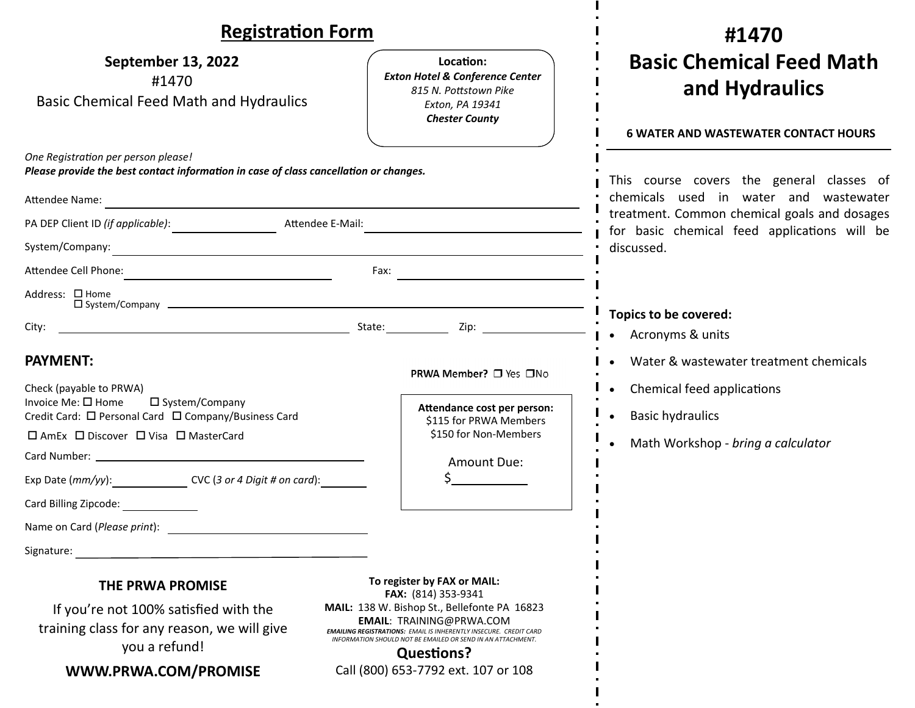## Registration Form

**September 13, 2022**
#1470
Basic Chemical Feed Math and Hydraulics

**Location:**
***Exton Hotel & Conference Center***
*815 N. Pottstown Pike*
*Exton, PA 19341*
***Chester County***

*One Registration per person please!*
***Please provide the best contact information in case of class cancellation or changes.***

Attendee Name: ____________________

PA DEP Client ID *(if applicable)*: ____________ Attendee E-Mail: ____________________

System/Company: ____________________

Attendee Cell Phone: ____________________ Fax: ____________________

Address: ☐ Home ☐ System/Company ____________________

City: ____________________ State: ________ Zip: ____________

### PAYMENT:

**PRWA Member?** ☐ Yes ☐ No

Check (payable to PRWA)
Invoice Me: ☐ Home ☐ System/Company
Credit Card: ☐ Personal Card ☐ Company/Business Card
☐ AmEx ☐ Discover ☐ Visa ☐ MasterCard

Card Number: ____________________

Exp Date (*mm/yy*): ____________ CVC (*3 or 4 Digit # on card*): ________

Card Billing Zipcode: ____________

Name on Card (*Please print*): ____________________

Signature: ____________________

**Attendance cost per person:**
$115 for PRWA Members
$150 for Non-Members

Amount Due:
$__________

### THE PRWA PROMISE

If you're not 100% satisfied with the training class for any reason, we will give you a refund!

**WWW.PRWA.COM/PROMISE**

**To register by FAX or MAIL:**
**FAX:** (814) 353-9341
**MAIL:** 138 W. Bishop St., Bellefonte PA 16823
**EMAIL**: TRAINING@PRWA.COM
***EMAILING REGISTRATIONS:** EMAIL IS INHERENTLY INSECURE. CREDIT CARD INFORMATION SHOULD NOT BE EMAILED OR SEND IN AN ATTACHMENT.*

**Questions?**
Call (800) 653-7792 ext. 107 or 108

# #1470 Basic Chemical Feed Math and Hydraulics

**6 WATER AND WASTEWATER CONTACT HOURS**

This course covers the general classes of chemicals used in water and wastewater treatment. Common chemical goals and dosages for basic chemical feed applications will be discussed.

**Topics to be covered:**

- Acronyms & units
- Water & wastewater treatment chemicals
- Chemical feed applications
- Basic hydraulics
- Math Workshop - *bring a calculator*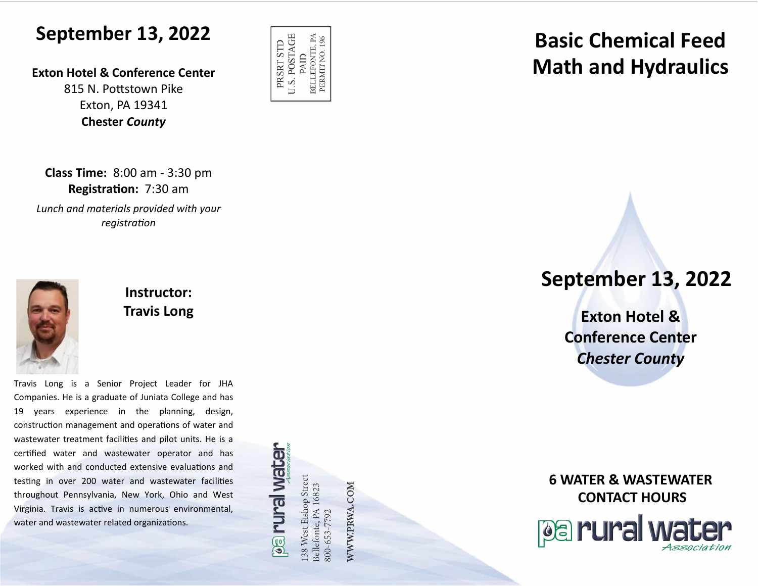# September 13, 2022

**Exton Hotel & Conference Center**
815 N. Pottstown Pike
Exton, PA 19341
**Chester *County***

**Class Time:** 8:00 am - 3:30 pm
**Registration:** 7:30 am

*Lunch and materials provided with your registration*

**Instructor:**
**Travis Long**

Travis Long is a Senior Project Leader for JHA Companies. He is a graduate of Juniata College and has 19 years experience in the planning, design, construction management and operations of water and wastewater treatment facilities and pilot units. He is a certified water and wastewater operator and has worked with and conducted extensive evaluations and testing in over 200 water and wastewater facilities throughout Pennsylvania, New York, Ohio and West Virginia. Travis is active in numerous environmental, water and wastewater related organizations.

PRSRT STD
U.S. POSTAGE
PAID
BELLEFONTE, PA
PERMIT NO. 196

pa rural water Association
138 West Bishop Street
Bellefonte, PA 16823
800-653-7792

WWW.PRWA.COM

# Basic Chemical Feed Math and Hydraulics

## September 13, 2022

**Exton Hotel & Conference Center**
***Chester County***

**6 WATER & WASTEWATER CONTACT HOURS**

pa rural water Association